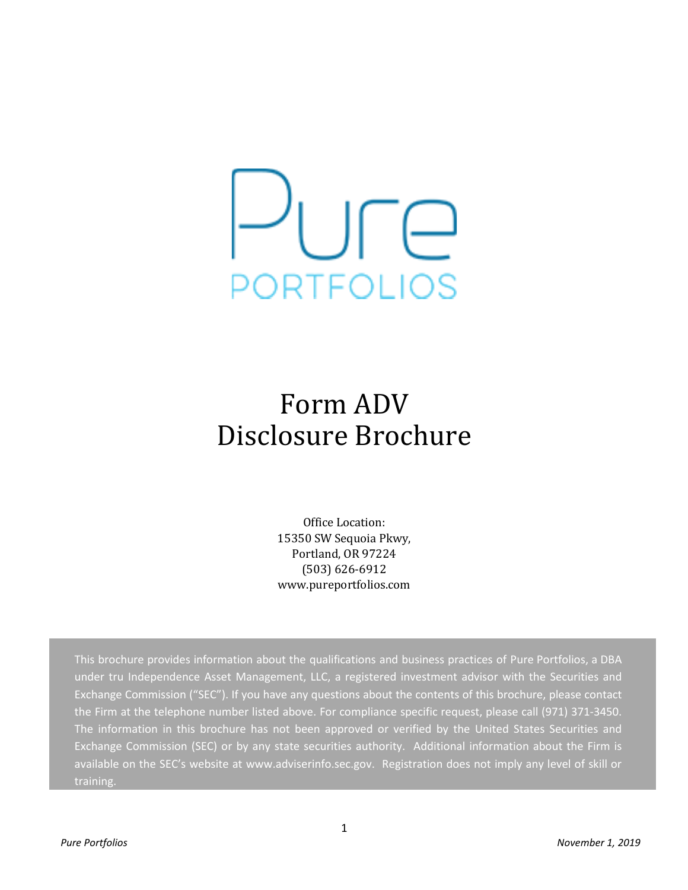Pure

PORTFOLIOS

# Form ADV Disclosure Brochure

Office Location:
15350 SW Sequoia Pkwy,
Portland, OR 97224
(503) 626-6912
www.pureportfolios.com

This brochure provides information about the qualifications and business practices of Pure Portfolios, a DBA under tru Independence Asset Management, LLC, a registered investment advisor with the Securities and Exchange Commission ("SEC"). If you have any questions about the contents of this brochure, please contact the Firm at the telephone number listed above. For compliance specific request, please call (971) 371-3450. The information in this brochure has not been approved or verified by the United States Securities and Exchange Commission (SEC) or by any state securities authority. Additional information about the Firm is available on the SEC's website at www.adviserinfo.sec.gov. Registration does not imply any level of skill or training.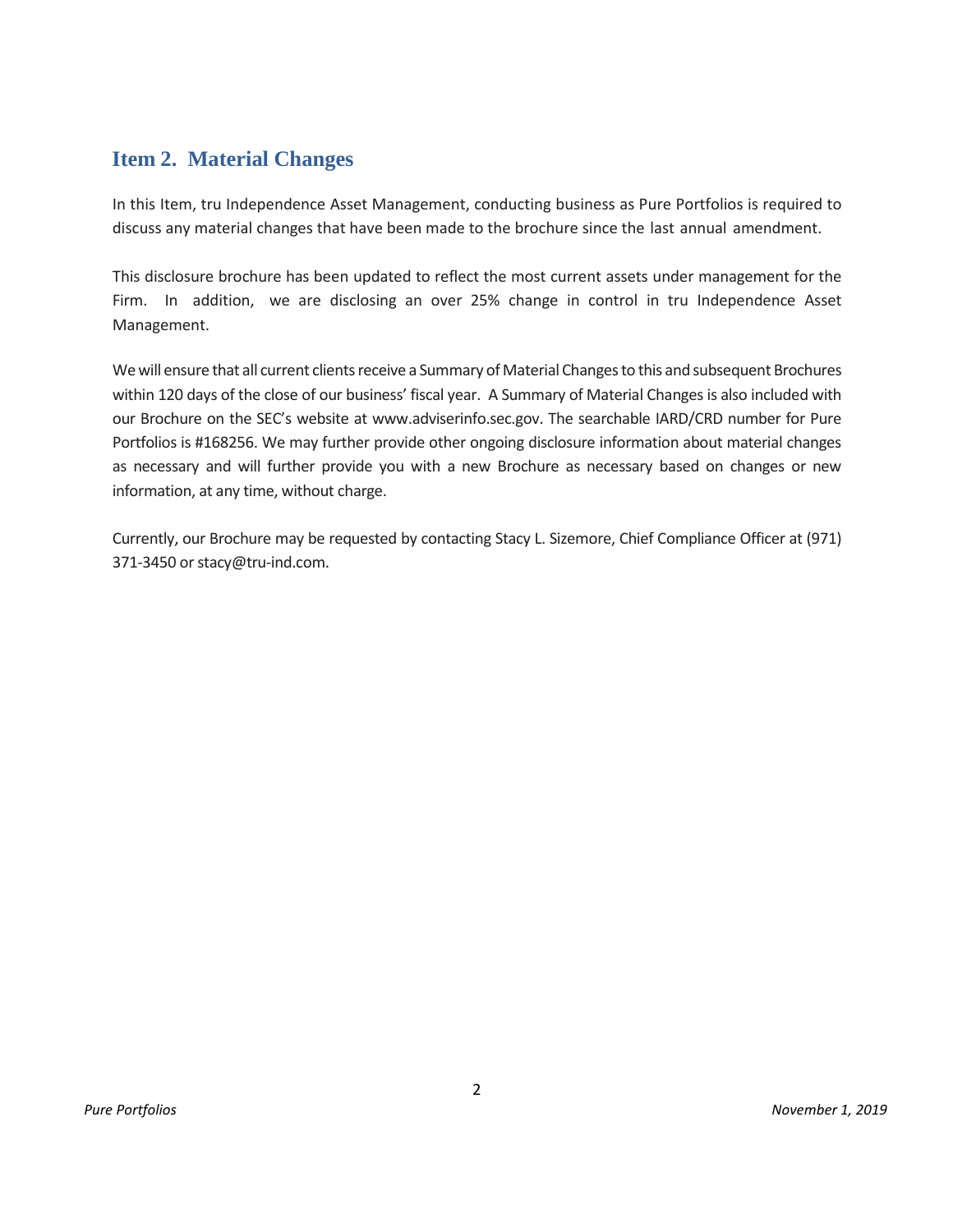## Item 2. Material Changes

In this Item, tru Independence Asset Management, conducting business as Pure Portfolios is required to discuss any material changes that have been made to the brochure since the last annual amendment.

This disclosure brochure has been updated to reflect the most current assets under management for the Firm. In addition, we are disclosing an over 25% change in control in tru Independence Asset Management.

We will ensure that all current clients receive a Summary of Material Changes to this and subsequent Brochures within 120 days of the close of our business' fiscal year. A Summary of Material Changes is also included with our Brochure on the SEC's website at www.adviserinfo.sec.gov. The searchable IARD/CRD number for Pure Portfolios is #168256. We may further provide other ongoing disclosure information about material changes as necessary and will further provide you with a new Brochure as necessary based on changes or new information, at any time, without charge.

Currently, our Brochure may be requested by contacting Stacy L. Sizemore, Chief Compliance Officer at (971) 371-3450 or stacy@tru-ind.com.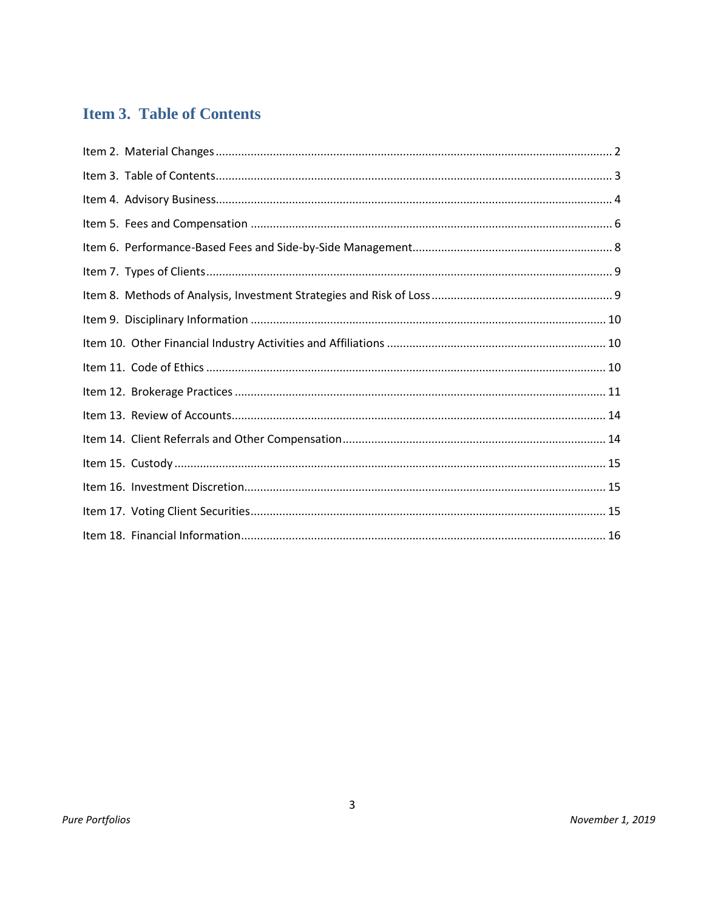## Item 3. Table of Contents

Item 2. Material Changes ........ 2
Item 3. Table of Contents ........ 3
Item 4. Advisory Business ........ 4
Item 5. Fees and Compensation ........ 6
Item 6. Performance-Based Fees and Side-by-Side Management ........ 8
Item 7. Types of Clients ........ 9
Item 8. Methods of Analysis, Investment Strategies and Risk of Loss ........ 9
Item 9. Disciplinary Information ........ 10
Item 10. Other Financial Industry Activities and Affiliations ........ 10
Item 11. Code of Ethics ........ 10
Item 12. Brokerage Practices ........ 11
Item 13. Review of Accounts ........ 14
Item 14. Client Referrals and Other Compensation ........ 14
Item 15. Custody ........ 15
Item 16. Investment Discretion ........ 15
Item 17. Voting Client Securities ........ 15
Item 18. Financial Information ........ 16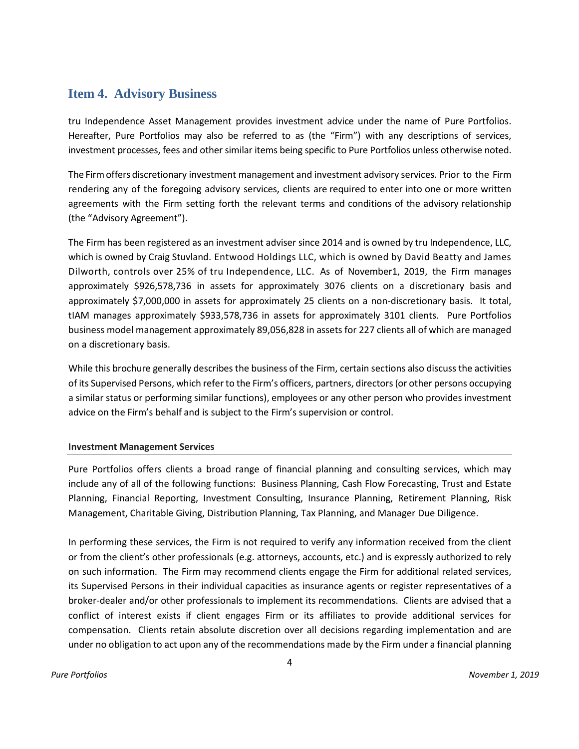## Item 4. Advisory Business

tru Independence Asset Management provides investment advice under the name of Pure Portfolios. Hereafter, Pure Portfolios may also be referred to as (the "Firm") with any descriptions of services, investment processes, fees and other similar items being specific to Pure Portfolios unless otherwise noted.

The Firm offers discretionary investment management and investment advisory services. Prior to the Firm rendering any of the foregoing advisory services, clients are required to enter into one or more written agreements with the Firm setting forth the relevant terms and conditions of the advisory relationship (the "Advisory Agreement").

The Firm has been registered as an investment adviser since 2014 and is owned by tru Independence, LLC, which is owned by Craig Stuvland. Entwood Holdings LLC, which is owned by David Beatty and James Dilworth, controls over 25% of tru Independence, LLC. As of November1, 2019, the Firm manages approximately $926,578,736 in assets for approximately 3076 clients on a discretionary basis and approximately $7,000,000 in assets for approximately 25 clients on a non-discretionary basis. It total, tIAM manages approximately $933,578,736 in assets for approximately 3101 clients. Pure Portfolios business model management approximately 89,056,828 in assets for 227 clients all of which are managed on a discretionary basis.

While this brochure generally describes the business of the Firm, certain sections also discuss the activities of its Supervised Persons, which refer to the Firm's officers, partners, directors (or other persons occupying a similar status or performing similar functions), employees or any other person who provides investment advice on the Firm's behalf and is subject to the Firm's supervision or control.

**Investment Management Services**

Pure Portfolios offers clients a broad range of financial planning and consulting services, which may include any of all of the following functions: Business Planning, Cash Flow Forecasting, Trust and Estate Planning, Financial Reporting, Investment Consulting, Insurance Planning, Retirement Planning, Risk Management, Charitable Giving, Distribution Planning, Tax Planning, and Manager Due Diligence.

In performing these services, the Firm is not required to verify any information received from the client or from the client's other professionals (e.g. attorneys, accounts, etc.) and is expressly authorized to rely on such information. The Firm may recommend clients engage the Firm for additional related services, its Supervised Persons in their individual capacities as insurance agents or register representatives of a broker-dealer and/or other professionals to implement its recommendations. Clients are advised that a conflict of interest exists if client engages Firm or its affiliates to provide additional services for compensation. Clients retain absolute discretion over all decisions regarding implementation and are under no obligation to act upon any of the recommendations made by the Firm under a financial planning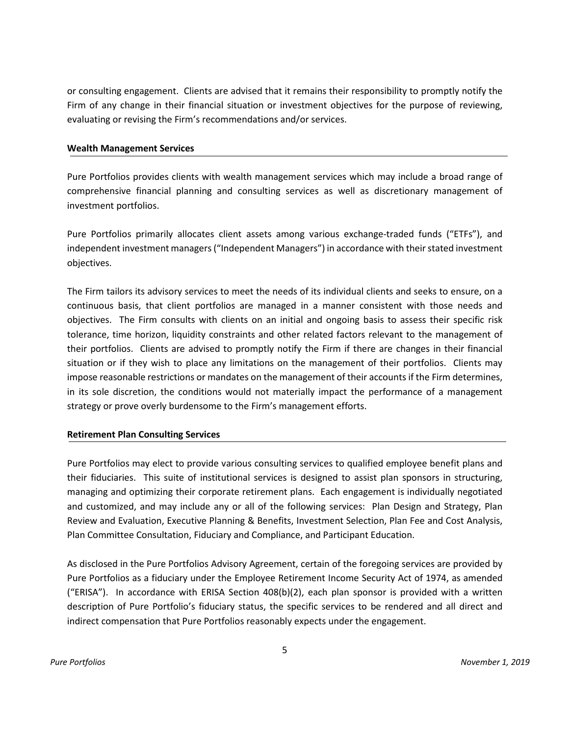or consulting engagement. Clients are advised that it remains their responsibility to promptly notify the Firm of any change in their financial situation or investment objectives for the purpose of reviewing, evaluating or revising the Firm's recommendations and/or services.

### Wealth Management Services

Pure Portfolios provides clients with wealth management services which may include a broad range of comprehensive financial planning and consulting services as well as discretionary management of investment portfolios.

Pure Portfolios primarily allocates client assets among various exchange-traded funds ("ETFs"), and independent investment managers ("Independent Managers") in accordance with their stated investment objectives.

The Firm tailors its advisory services to meet the needs of its individual clients and seeks to ensure, on a continuous basis, that client portfolios are managed in a manner consistent with those needs and objectives. The Firm consults with clients on an initial and ongoing basis to assess their specific risk tolerance, time horizon, liquidity constraints and other related factors relevant to the management of their portfolios. Clients are advised to promptly notify the Firm if there are changes in their financial situation or if they wish to place any limitations on the management of their portfolios. Clients may impose reasonable restrictions or mandates on the management of their accounts if the Firm determines, in its sole discretion, the conditions would not materially impact the performance of a management strategy or prove overly burdensome to the Firm's management efforts.

### Retirement Plan Consulting Services

Pure Portfolios may elect to provide various consulting services to qualified employee benefit plans and their fiduciaries. This suite of institutional services is designed to assist plan sponsors in structuring, managing and optimizing their corporate retirement plans. Each engagement is individually negotiated and customized, and may include any or all of the following services: Plan Design and Strategy, Plan Review and Evaluation, Executive Planning & Benefits, Investment Selection, Plan Fee and Cost Analysis, Plan Committee Consultation, Fiduciary and Compliance, and Participant Education.

As disclosed in the Pure Portfolios Advisory Agreement, certain of the foregoing services are provided by Pure Portfolios as a fiduciary under the Employee Retirement Income Security Act of 1974, as amended ("ERISA"). In accordance with ERISA Section 408(b)(2), each plan sponsor is provided with a written description of Pure Portfolio's fiduciary status, the specific services to be rendered and all direct and indirect compensation that Pure Portfolios reasonably expects under the engagement.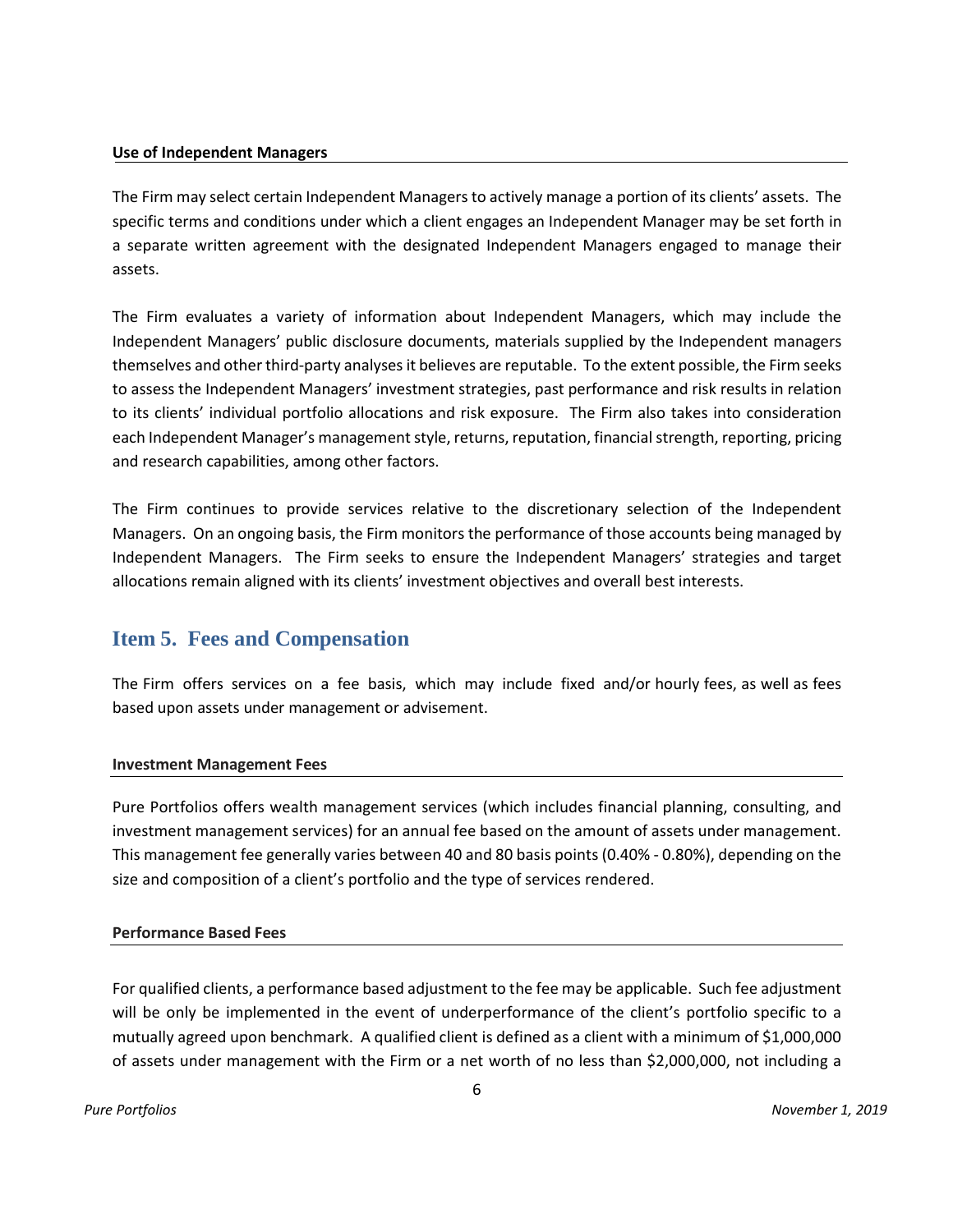### Use of Independent Managers

The Firm may select certain Independent Managers to actively manage a portion of its clients' assets. The specific terms and conditions under which a client engages an Independent Manager may be set forth in a separate written agreement with the designated Independent Managers engaged to manage their assets.

The Firm evaluates a variety of information about Independent Managers, which may include the Independent Managers' public disclosure documents, materials supplied by the Independent managers themselves and other third-party analyses it believes are reputable. To the extent possible, the Firm seeks to assess the Independent Managers' investment strategies, past performance and risk results in relation to its clients' individual portfolio allocations and risk exposure. The Firm also takes into consideration each Independent Manager's management style, returns, reputation, financial strength, reporting, pricing and research capabilities, among other factors.

The Firm continues to provide services relative to the discretionary selection of the Independent Managers. On an ongoing basis, the Firm monitors the performance of those accounts being managed by Independent Managers. The Firm seeks to ensure the Independent Managers' strategies and target allocations remain aligned with its clients' investment objectives and overall best interests.

## Item 5. Fees and Compensation

The Firm offers services on a fee basis, which may include fixed and/or hourly fees, as well as fees based upon assets under management or advisement.

### Investment Management Fees

Pure Portfolios offers wealth management services (which includes financial planning, consulting, and investment management services) for an annual fee based on the amount of assets under management. This management fee generally varies between 40 and 80 basis points (0.40% - 0.80%), depending on the size and composition of a client's portfolio and the type of services rendered.

### Performance Based Fees

For qualified clients, a performance based adjustment to the fee may be applicable. Such fee adjustment will be only be implemented in the event of underperformance of the client's portfolio specific to a mutually agreed upon benchmark. A qualified client is defined as a client with a minimum of $1,000,000 of assets under management with the Firm or a net worth of no less than $2,000,000, not including a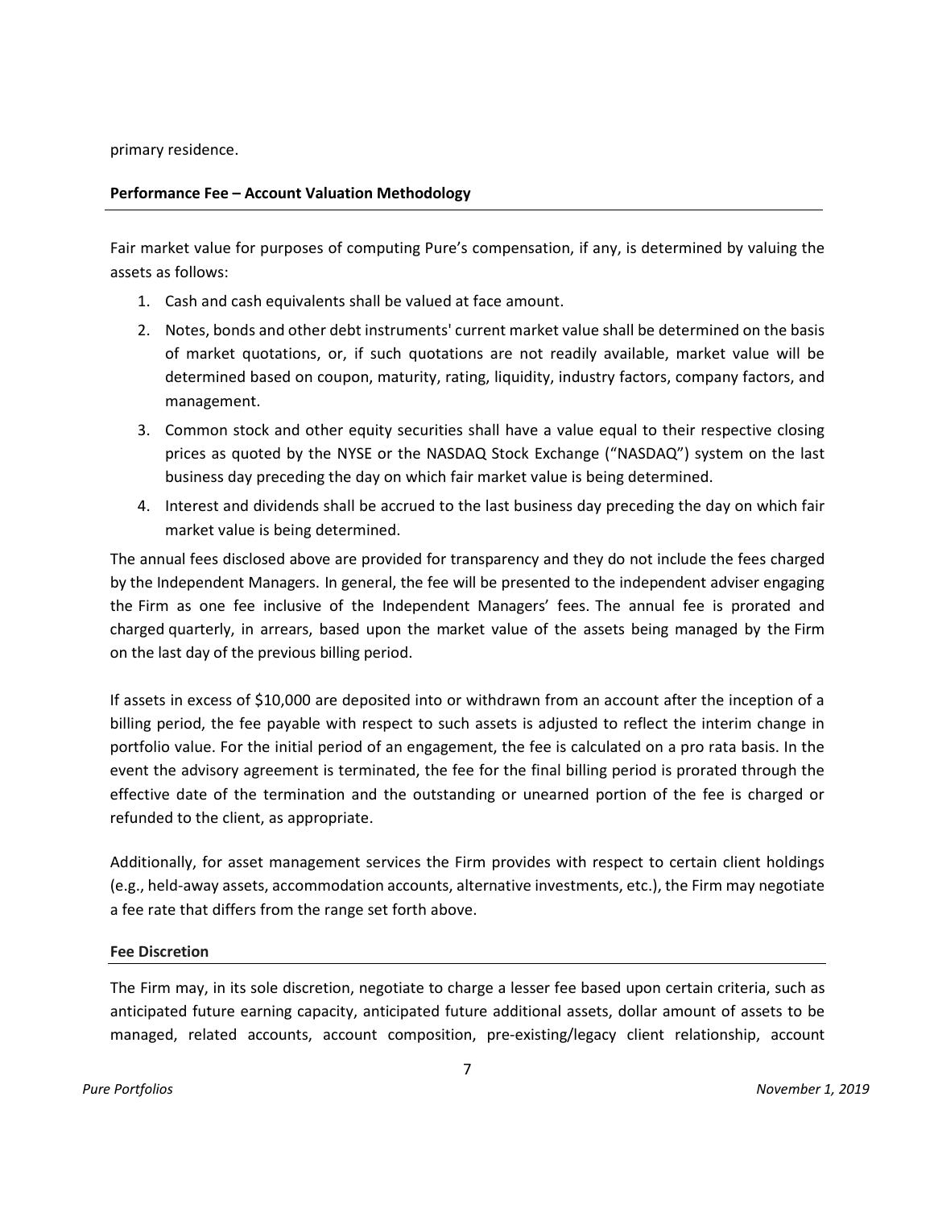primary residence.

**Performance Fee – Account Valuation Methodology**

Fair market value for purposes of computing Pure's compensation, if any, is determined by valuing the assets as follows:

1. Cash and cash equivalents shall be valued at face amount.
2. Notes, bonds and other debt instruments' current market value shall be determined on the basis of market quotations, or, if such quotations are not readily available, market value will be determined based on coupon, maturity, rating, liquidity, industry factors, company factors, and management.
3. Common stock and other equity securities shall have a value equal to their respective closing prices as quoted by the NYSE or the NASDAQ Stock Exchange ("NASDAQ") system on the last business day preceding the day on which fair market value is being determined.
4. Interest and dividends shall be accrued to the last business day preceding the day on which fair market value is being determined.

The annual fees disclosed above are provided for transparency and they do not include the fees charged by the Independent Managers. In general, the fee will be presented to the independent adviser engaging the Firm as one fee inclusive of the Independent Managers' fees. The annual fee is prorated and charged quarterly, in arrears, based upon the market value of the assets being managed by the Firm on the last day of the previous billing period.

If assets in excess of $10,000 are deposited into or withdrawn from an account after the inception of a billing period, the fee payable with respect to such assets is adjusted to reflect the interim change in portfolio value. For the initial period of an engagement, the fee is calculated on a pro rata basis. In the event the advisory agreement is terminated, the fee for the final billing period is prorated through the effective date of the termination and the outstanding or unearned portion of the fee is charged or refunded to the client, as appropriate.

Additionally, for asset management services the Firm provides with respect to certain client holdings (e.g., held-away assets, accommodation accounts, alternative investments, etc.), the Firm may negotiate a fee rate that differs from the range set forth above.

**Fee Discretion**

The Firm may, in its sole discretion, negotiate to charge a lesser fee based upon certain criteria, such as anticipated future earning capacity, anticipated future additional assets, dollar amount of assets to be managed, related accounts, account composition, pre-existing/legacy client relationship, account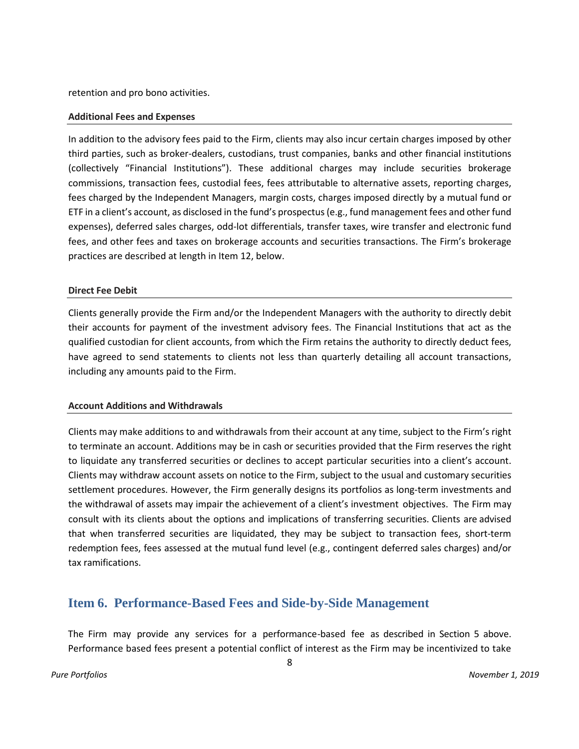retention and pro bono activities.

**Additional Fees and Expenses**

In addition to the advisory fees paid to the Firm, clients may also incur certain charges imposed by other third parties, such as broker-dealers, custodians, trust companies, banks and other financial institutions (collectively "Financial Institutions"). These additional charges may include securities brokerage commissions, transaction fees, custodial fees, fees attributable to alternative assets, reporting charges, fees charged by the Independent Managers, margin costs, charges imposed directly by a mutual fund or ETF in a client's account, as disclosed in the fund's prospectus (e.g., fund management fees and other fund expenses), deferred sales charges, odd-lot differentials, transfer taxes, wire transfer and electronic fund fees, and other fees and taxes on brokerage accounts and securities transactions. The Firm's brokerage practices are described at length in Item 12, below.

**Direct Fee Debit**

Clients generally provide the Firm and/or the Independent Managers with the authority to directly debit their accounts for payment of the investment advisory fees. The Financial Institutions that act as the qualified custodian for client accounts, from which the Firm retains the authority to directly deduct fees, have agreed to send statements to clients not less than quarterly detailing all account transactions, including any amounts paid to the Firm.

**Account Additions and Withdrawals**

Clients may make additions to and withdrawals from their account at any time, subject to the Firm's right to terminate an account. Additions may be in cash or securities provided that the Firm reserves the right to liquidate any transferred securities or declines to accept particular securities into a client's account. Clients may withdraw account assets on notice to the Firm, subject to the usual and customary securities settlement procedures. However, the Firm generally designs its portfolios as long-term investments and the withdrawal of assets may impair the achievement of a client's investment objectives. The Firm may consult with its clients about the options and implications of transferring securities. Clients are advised that when transferred securities are liquidated, they may be subject to transaction fees, short-term redemption fees, fees assessed at the mutual fund level (e.g., contingent deferred sales charges) and/or tax ramifications.

## Item 6. Performance-Based Fees and Side-by-Side Management

The Firm may provide any services for a performance-based fee as described in Section 5 above. Performance based fees present a potential conflict of interest as the Firm may be incentivized to take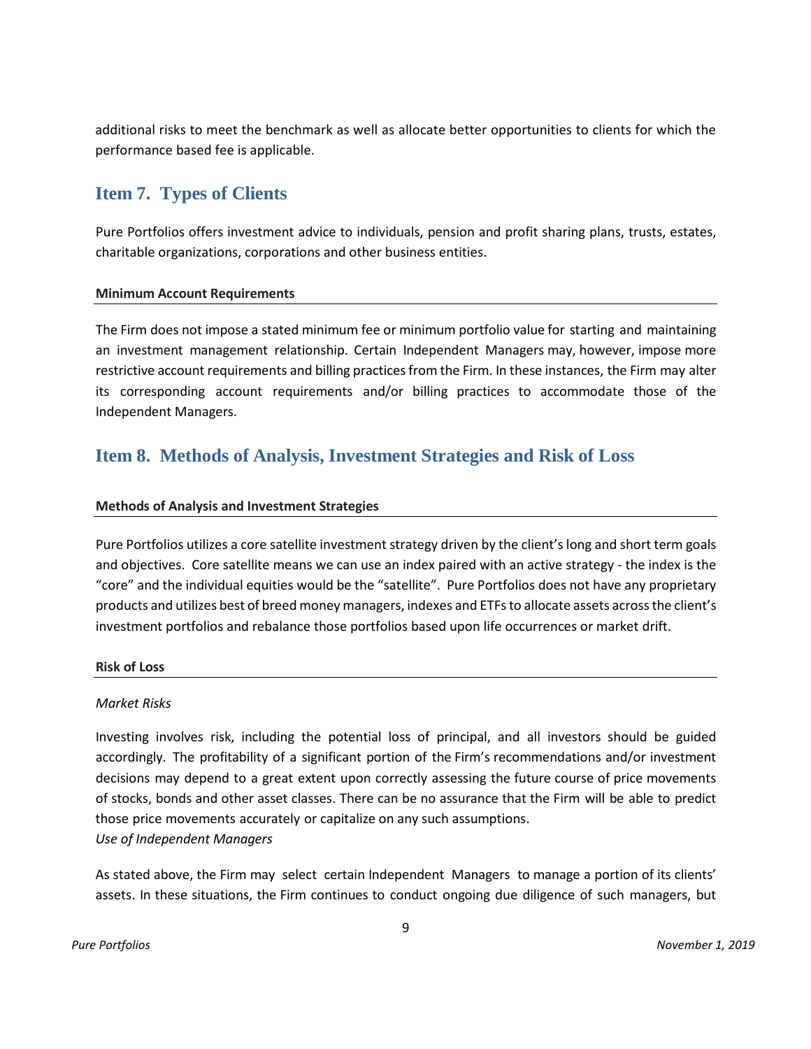additional risks to meet the benchmark as well as allocate better opportunities to clients for which the performance based fee is applicable.

## Item 7. Types of Clients

Pure Portfolios offers investment advice to individuals, pension and profit sharing plans, trusts, estates, charitable organizations, corporations and other business entities.

**Minimum Account Requirements**

The Firm does not impose a stated minimum fee or minimum portfolio value for starting and maintaining an investment management relationship. Certain Independent Managers may, however, impose more restrictive account requirements and billing practices from the Firm. In these instances, the Firm may alter its corresponding account requirements and/or billing practices to accommodate those of the Independent Managers.

## Item 8. Methods of Analysis, Investment Strategies and Risk of Loss

**Methods of Analysis and Investment Strategies**

Pure Portfolios utilizes a core satellite investment strategy driven by the client's long and short term goals and objectives. Core satellite means we can use an index paired with an active strategy - the index is the "core" and the individual equities would be the "satellite". Pure Portfolios does not have any proprietary products and utilizes best of breed money managers, indexes and ETFs to allocate assets across the client's investment portfolios and rebalance those portfolios based upon life occurrences or market drift.

**Risk of Loss**

*Market Risks*

Investing involves risk, including the potential loss of principal, and all investors should be guided accordingly. The profitability of a significant portion of the Firm's recommendations and/or investment decisions may depend to a great extent upon correctly assessing the future course of price movements of stocks, bonds and other asset classes. There can be no assurance that the Firm will be able to predict those price movements accurately or capitalize on any such assumptions.

*Use of Independent Managers*

As stated above, the Firm may select certain Independent Managers to manage a portion of its clients' assets. In these situations, the Firm continues to conduct ongoing due diligence of such managers, but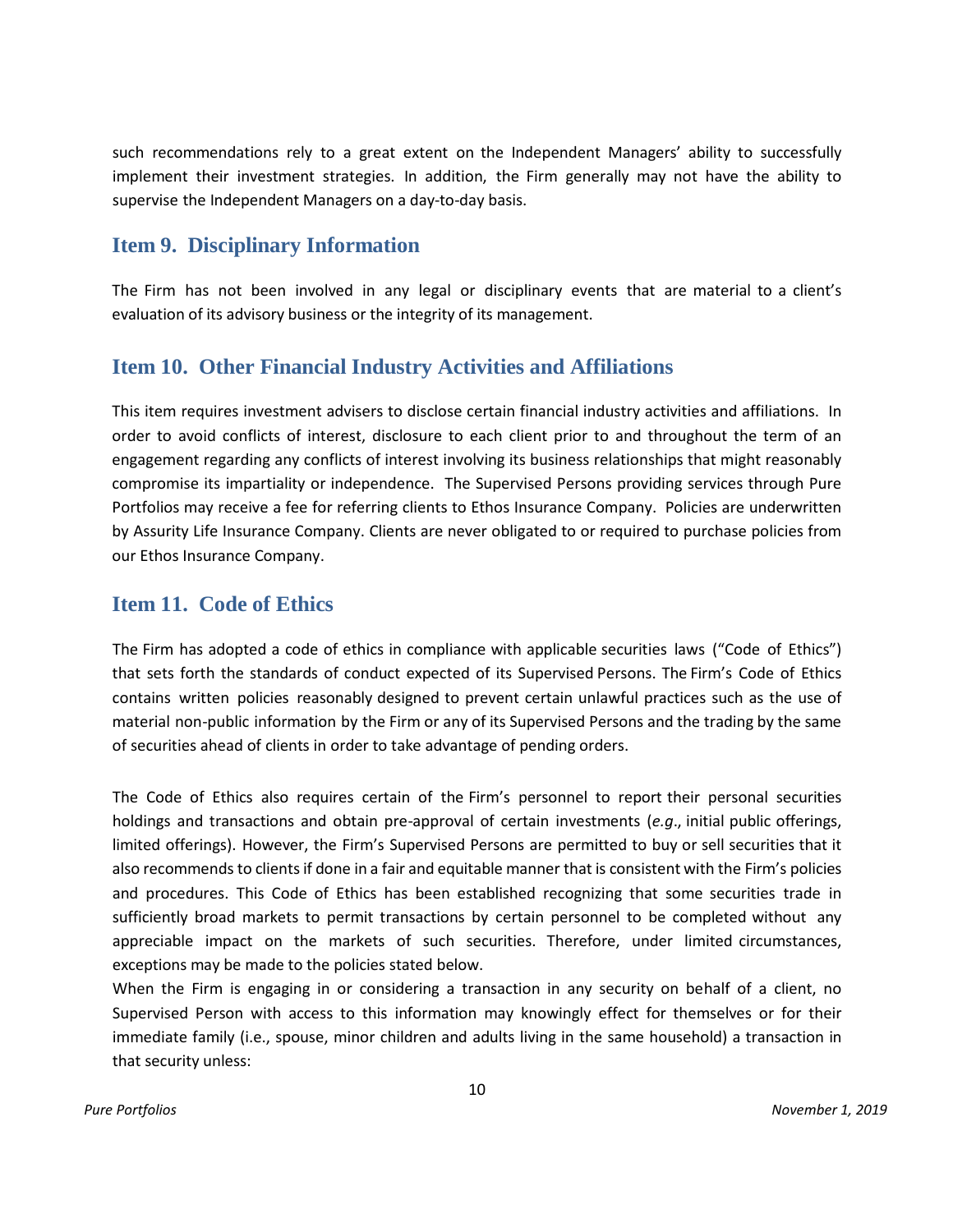such recommendations rely to a great extent on the Independent Managers' ability to successfully implement their investment strategies. In addition, the Firm generally may not have the ability to supervise the Independent Managers on a day-to-day basis.

## Item 9. Disciplinary Information

The Firm has not been involved in any legal or disciplinary events that are material to a client's evaluation of its advisory business or the integrity of its management.

## Item 10. Other Financial Industry Activities and Affiliations

This item requires investment advisers to disclose certain financial industry activities and affiliations. In order to avoid conflicts of interest, disclosure to each client prior to and throughout the term of an engagement regarding any conflicts of interest involving its business relationships that might reasonably compromise its impartiality or independence. The Supervised Persons providing services through Pure Portfolios may receive a fee for referring clients to Ethos Insurance Company. Policies are underwritten by Assurity Life Insurance Company. Clients are never obligated to or required to purchase policies from our Ethos Insurance Company.

## Item 11. Code of Ethics

The Firm has adopted a code of ethics in compliance with applicable securities laws ("Code of Ethics") that sets forth the standards of conduct expected of its Supervised Persons. The Firm's Code of Ethics contains written policies reasonably designed to prevent certain unlawful practices such as the use of material non-public information by the Firm or any of its Supervised Persons and the trading by the same of securities ahead of clients in order to take advantage of pending orders.

The Code of Ethics also requires certain of the Firm's personnel to report their personal securities holdings and transactions and obtain pre-approval of certain investments (*e.g*., initial public offerings, limited offerings). However, the Firm's Supervised Persons are permitted to buy or sell securities that it also recommends to clients if done in a fair and equitable manner that is consistent with the Firm's policies and procedures. This Code of Ethics has been established recognizing that some securities trade in sufficiently broad markets to permit transactions by certain personnel to be completed without any appreciable impact on the markets of such securities. Therefore, under limited circumstances, exceptions may be made to the policies stated below.
When the Firm is engaging in or considering a transaction in any security on behalf of a client, no Supervised Person with access to this information may knowingly effect for themselves or for their immediate family (i.e., spouse, minor children and adults living in the same household) a transaction in that security unless: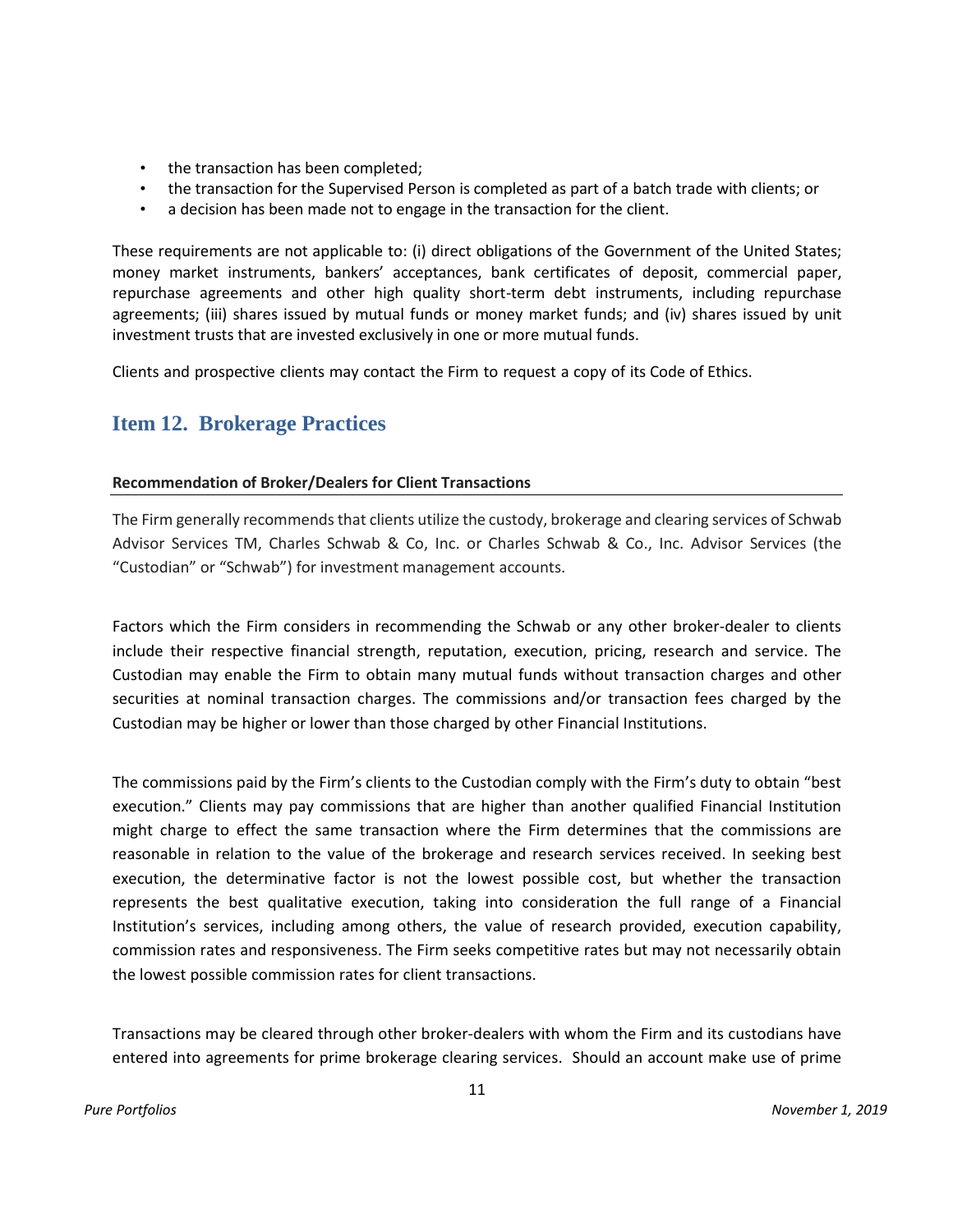- the transaction has been completed;
- the transaction for the Supervised Person is completed as part of a batch trade with clients; or
- a decision has been made not to engage in the transaction for the client.

These requirements are not applicable to: (i) direct obligations of the Government of the United States; money market instruments, bankers' acceptances, bank certificates of deposit, commercial paper, repurchase agreements and other high quality short-term debt instruments, including repurchase agreements; (iii) shares issued by mutual funds or money market funds; and (iv) shares issued by unit investment trusts that are invested exclusively in one or more mutual funds.

Clients and prospective clients may contact the Firm to request a copy of its Code of Ethics.

## Item 12. Brokerage Practices

**Recommendation of Broker/Dealers for Client Transactions**

The Firm generally recommends that clients utilize the custody, brokerage and clearing services of Schwab Advisor Services TM, Charles Schwab & Co, Inc. or Charles Schwab & Co., Inc. Advisor Services (the "Custodian" or "Schwab") for investment management accounts.

Factors which the Firm considers in recommending the Schwab or any other broker-dealer to clients include their respective financial strength, reputation, execution, pricing, research and service. The Custodian may enable the Firm to obtain many mutual funds without transaction charges and other securities at nominal transaction charges. The commissions and/or transaction fees charged by the Custodian may be higher or lower than those charged by other Financial Institutions.

The commissions paid by the Firm's clients to the Custodian comply with the Firm's duty to obtain "best execution." Clients may pay commissions that are higher than another qualified Financial Institution might charge to effect the same transaction where the Firm determines that the commissions are reasonable in relation to the value of the brokerage and research services received. In seeking best execution, the determinative factor is not the lowest possible cost, but whether the transaction represents the best qualitative execution, taking into consideration the full range of a Financial Institution's services, including among others, the value of research provided, execution capability, commission rates and responsiveness. The Firm seeks competitive rates but may not necessarily obtain the lowest possible commission rates for client transactions.

Transactions may be cleared through other broker-dealers with whom the Firm and its custodians have entered into agreements for prime brokerage clearing services. Should an account make use of prime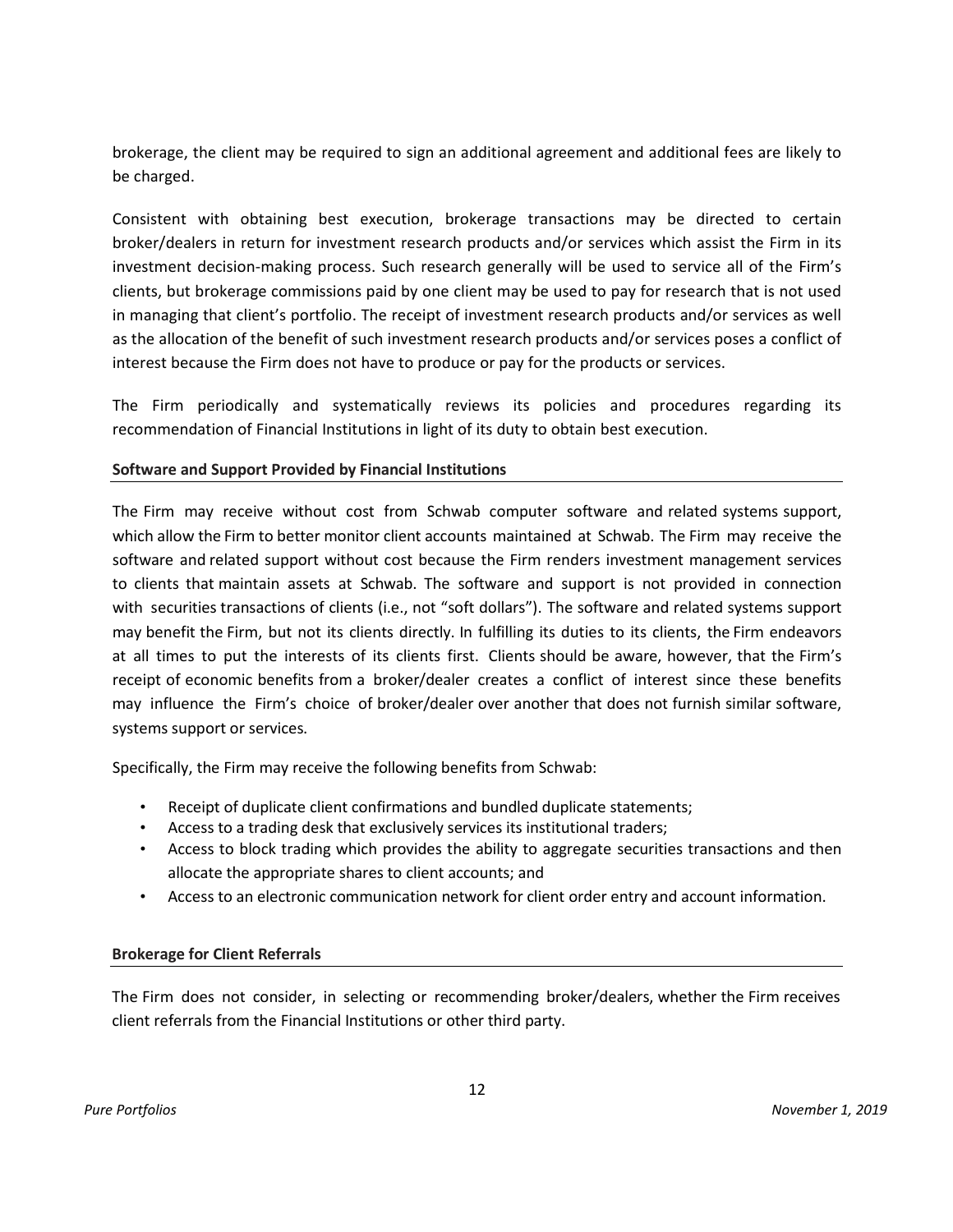brokerage, the client may be required to sign an additional agreement and additional fees are likely to be charged.

Consistent with obtaining best execution, brokerage transactions may be directed to certain broker/dealers in return for investment research products and/or services which assist the Firm in its investment decision-making process. Such research generally will be used to service all of the Firm's clients, but brokerage commissions paid by one client may be used to pay for research that is not used in managing that client's portfolio. The receipt of investment research products and/or services as well as the allocation of the benefit of such investment research products and/or services poses a conflict of interest because the Firm does not have to produce or pay for the products or services.

The Firm periodically and systematically reviews its policies and procedures regarding its recommendation of Financial Institutions in light of its duty to obtain best execution.

**Software and Support Provided by Financial Institutions**

The Firm may receive without cost from Schwab computer software and related systems support, which allow the Firm to better monitor client accounts maintained at Schwab. The Firm may receive the software and related support without cost because the Firm renders investment management services to clients that maintain assets at Schwab. The software and support is not provided in connection with securities transactions of clients (i.e., not "soft dollars"). The software and related systems support may benefit the Firm, but not its clients directly. In fulfilling its duties to its clients, the Firm endeavors at all times to put the interests of its clients first. Clients should be aware, however, that the Firm's receipt of economic benefits from a broker/dealer creates a conflict of interest since these benefits may influence the Firm's choice of broker/dealer over another that does not furnish similar software, systems support or services.

Specifically, the Firm may receive the following benefits from Schwab:

- Receipt of duplicate client confirmations and bundled duplicate statements;
- Access to a trading desk that exclusively services its institutional traders;
- Access to block trading which provides the ability to aggregate securities transactions and then allocate the appropriate shares to client accounts; and
- Access to an electronic communication network for client order entry and account information.

**Brokerage for Client Referrals**

The Firm does not consider, in selecting or recommending broker/dealers, whether the Firm receives client referrals from the Financial Institutions or other third party.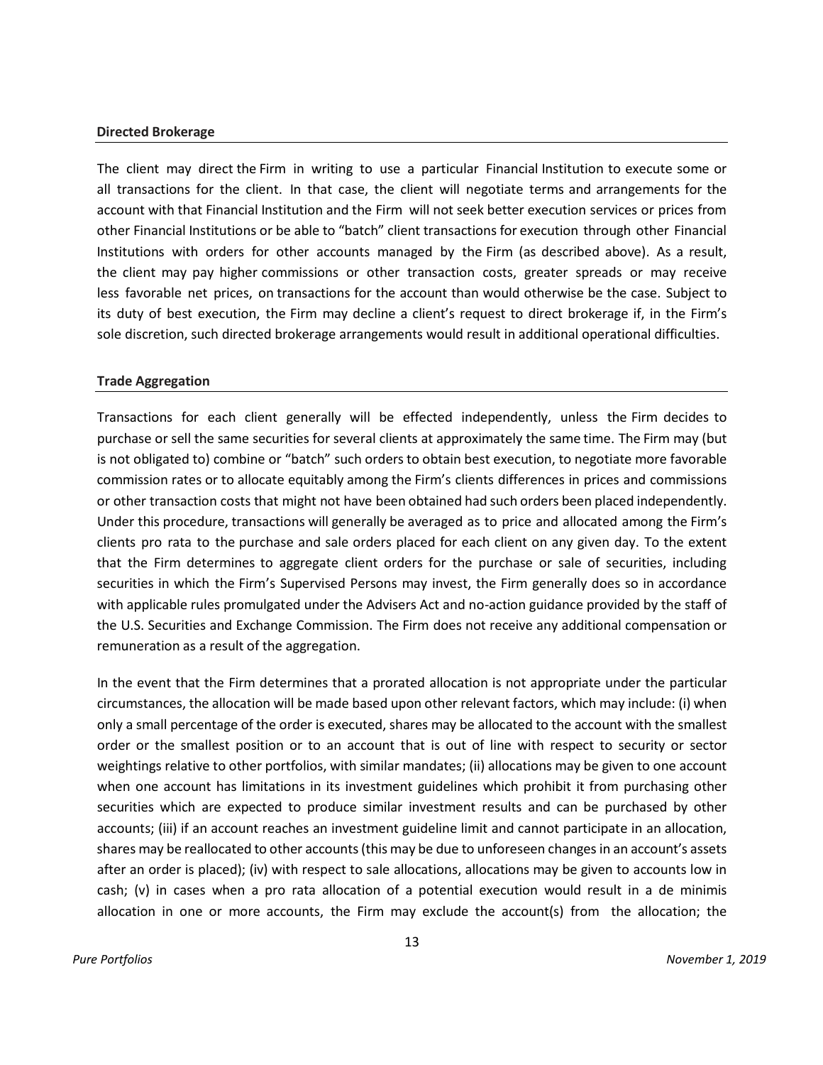**Directed Brokerage**

The client may direct the Firm in writing to use a particular Financial Institution to execute some or all transactions for the client. In that case, the client will negotiate terms and arrangements for the account with that Financial Institution and the Firm will not seek better execution services or prices from other Financial Institutions or be able to "batch" client transactions for execution through other Financial Institutions with orders for other accounts managed by the Firm (as described above). As a result, the client may pay higher commissions or other transaction costs, greater spreads or may receive less favorable net prices, on transactions for the account than would otherwise be the case. Subject to its duty of best execution, the Firm may decline a client's request to direct brokerage if, in the Firm's sole discretion, such directed brokerage arrangements would result in additional operational difficulties.

**Trade Aggregation**

Transactions for each client generally will be effected independently, unless the Firm decides to purchase or sell the same securities for several clients at approximately the same time. The Firm may (but is not obligated to) combine or "batch" such orders to obtain best execution, to negotiate more favorable commission rates or to allocate equitably among the Firm's clients differences in prices and commissions or other transaction costs that might not have been obtained had such orders been placed independently. Under this procedure, transactions will generally be averaged as to price and allocated among the Firm's clients pro rata to the purchase and sale orders placed for each client on any given day. To the extent that the Firm determines to aggregate client orders for the purchase or sale of securities, including securities in which the Firm's Supervised Persons may invest, the Firm generally does so in accordance with applicable rules promulgated under the Advisers Act and no-action guidance provided by the staff of the U.S. Securities and Exchange Commission. The Firm does not receive any additional compensation or remuneration as a result of the aggregation.

In the event that the Firm determines that a prorated allocation is not appropriate under the particular circumstances, the allocation will be made based upon other relevant factors, which may include: (i) when only a small percentage of the order is executed, shares may be allocated to the account with the smallest order or the smallest position or to an account that is out of line with respect to security or sector weightings relative to other portfolios, with similar mandates; (ii) allocations may be given to one account when one account has limitations in its investment guidelines which prohibit it from purchasing other securities which are expected to produce similar investment results and can be purchased by other accounts; (iii) if an account reaches an investment guideline limit and cannot participate in an allocation, shares may be reallocated to other accounts (this may be due to unforeseen changes in an account's assets after an order is placed); (iv) with respect to sale allocations, allocations may be given to accounts low in cash; (v) in cases when a pro rata allocation of a potential execution would result in a de minimis allocation in one or more accounts, the Firm may exclude the account(s) from the allocation; the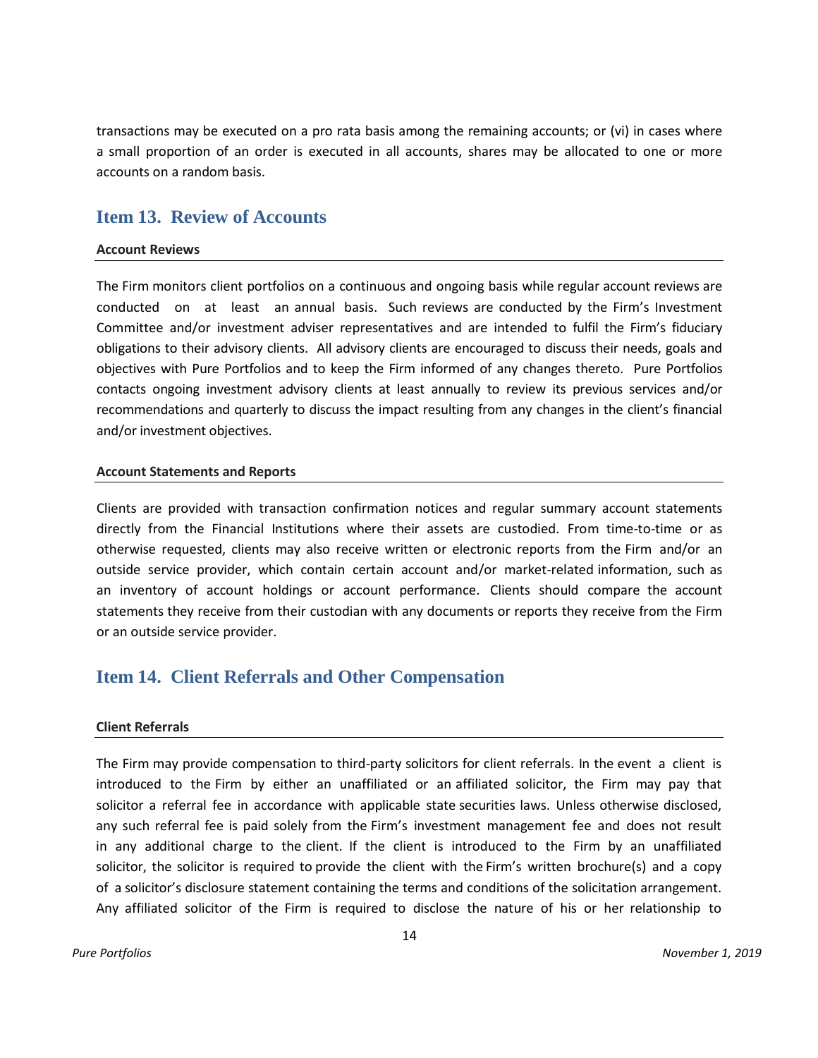transactions may be executed on a pro rata basis among the remaining accounts; or (vi) in cases where a small proportion of an order is executed in all accounts, shares may be allocated to one or more accounts on a random basis.

## Item 13. Review of Accounts

### Account Reviews

The Firm monitors client portfolios on a continuous and ongoing basis while regular account reviews are conducted on at least an annual basis. Such reviews are conducted by the Firm's Investment Committee and/or investment adviser representatives and are intended to fulfil the Firm's fiduciary obligations to their advisory clients. All advisory clients are encouraged to discuss their needs, goals and objectives with Pure Portfolios and to keep the Firm informed of any changes thereto. Pure Portfolios contacts ongoing investment advisory clients at least annually to review its previous services and/or recommendations and quarterly to discuss the impact resulting from any changes in the client's financial and/or investment objectives.

### Account Statements and Reports

Clients are provided with transaction confirmation notices and regular summary account statements directly from the Financial Institutions where their assets are custodied. From time-to-time or as otherwise requested, clients may also receive written or electronic reports from the Firm and/or an outside service provider, which contain certain account and/or market-related information, such as an inventory of account holdings or account performance. Clients should compare the account statements they receive from their custodian with any documents or reports they receive from the Firm or an outside service provider.

## Item 14. Client Referrals and Other Compensation

### Client Referrals

The Firm may provide compensation to third-party solicitors for client referrals. In the event a client is introduced to the Firm by either an unaffiliated or an affiliated solicitor, the Firm may pay that solicitor a referral fee in accordance with applicable state securities laws. Unless otherwise disclosed, any such referral fee is paid solely from the Firm's investment management fee and does not result in any additional charge to the client. If the client is introduced to the Firm by an unaffiliated solicitor, the solicitor is required to provide the client with the Firm's written brochure(s) and a copy of a solicitor's disclosure statement containing the terms and conditions of the solicitation arrangement. Any affiliated solicitor of the Firm is required to disclose the nature of his or her relationship to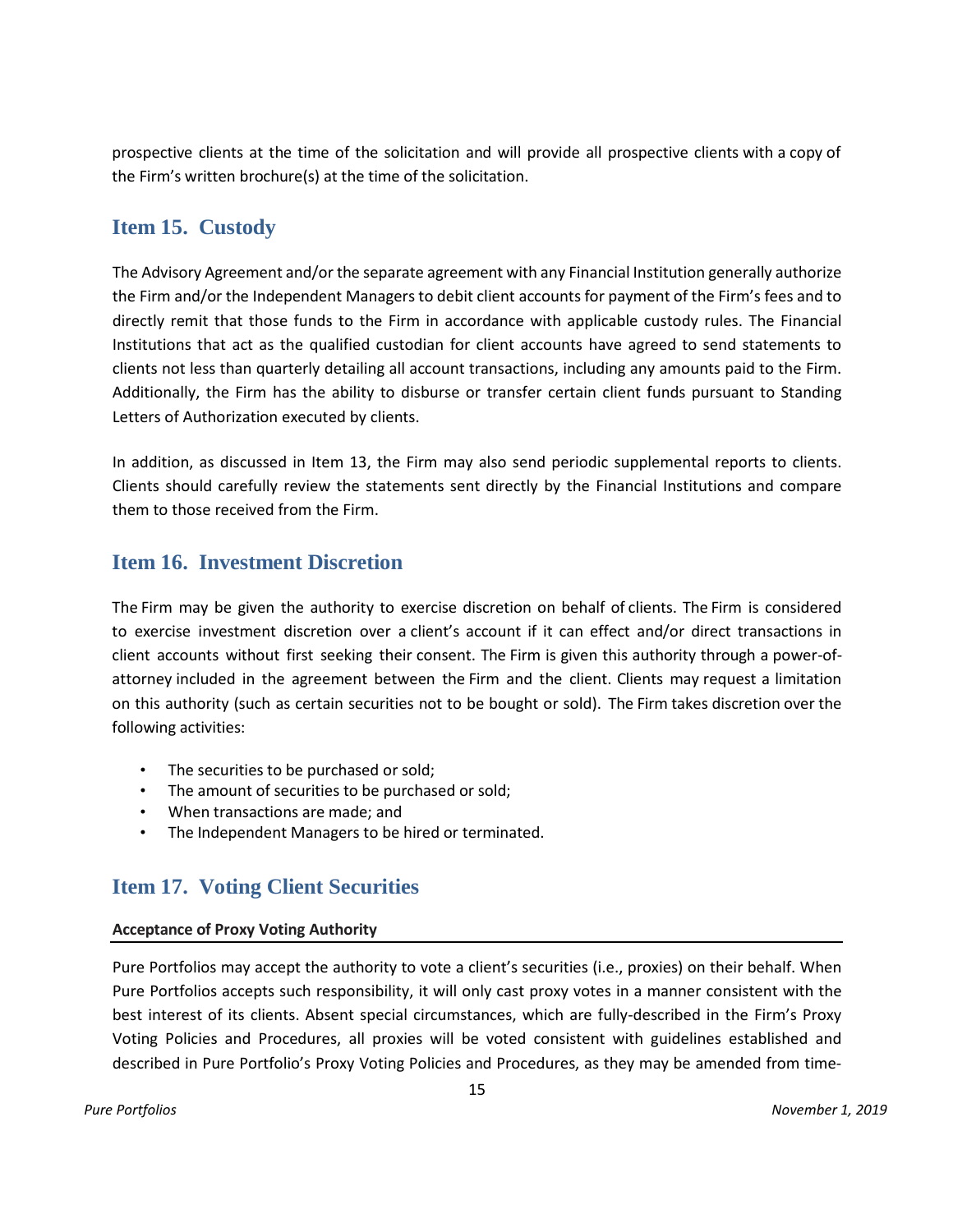prospective clients at the time of the solicitation and will provide all prospective clients with a copy of the Firm's written brochure(s) at the time of the solicitation.

## Item 15. Custody

The Advisory Agreement and/or the separate agreement with any Financial Institution generally authorize the Firm and/or the Independent Managers to debit client accounts for payment of the Firm's fees and to directly remit that those funds to the Firm in accordance with applicable custody rules. The Financial Institutions that act as the qualified custodian for client accounts have agreed to send statements to clients not less than quarterly detailing all account transactions, including any amounts paid to the Firm. Additionally, the Firm has the ability to disburse or transfer certain client funds pursuant to Standing Letters of Authorization executed by clients.

In addition, as discussed in Item 13, the Firm may also send periodic supplemental reports to clients. Clients should carefully review the statements sent directly by the Financial Institutions and compare them to those received from the Firm.

## Item 16. Investment Discretion

The Firm may be given the authority to exercise discretion on behalf of clients. The Firm is considered to exercise investment discretion over a client's account if it can effect and/or direct transactions in client accounts without first seeking their consent. The Firm is given this authority through a power-of-attorney included in the agreement between the Firm and the client. Clients may request a limitation on this authority (such as certain securities not to be bought or sold). The Firm takes discretion over the following activities:

- The securities to be purchased or sold;
- The amount of securities to be purchased or sold;
- When transactions are made; and
- The Independent Managers to be hired or terminated.

## Item 17. Voting Client Securities

**Acceptance of Proxy Voting Authority**

Pure Portfolios may accept the authority to vote a client's securities (i.e., proxies) on their behalf. When Pure Portfolios accepts such responsibility, it will only cast proxy votes in a manner consistent with the best interest of its clients. Absent special circumstances, which are fully-described in the Firm's Proxy Voting Policies and Procedures, all proxies will be voted consistent with guidelines established and described in Pure Portfolio's Proxy Voting Policies and Procedures, as they may be amended from time-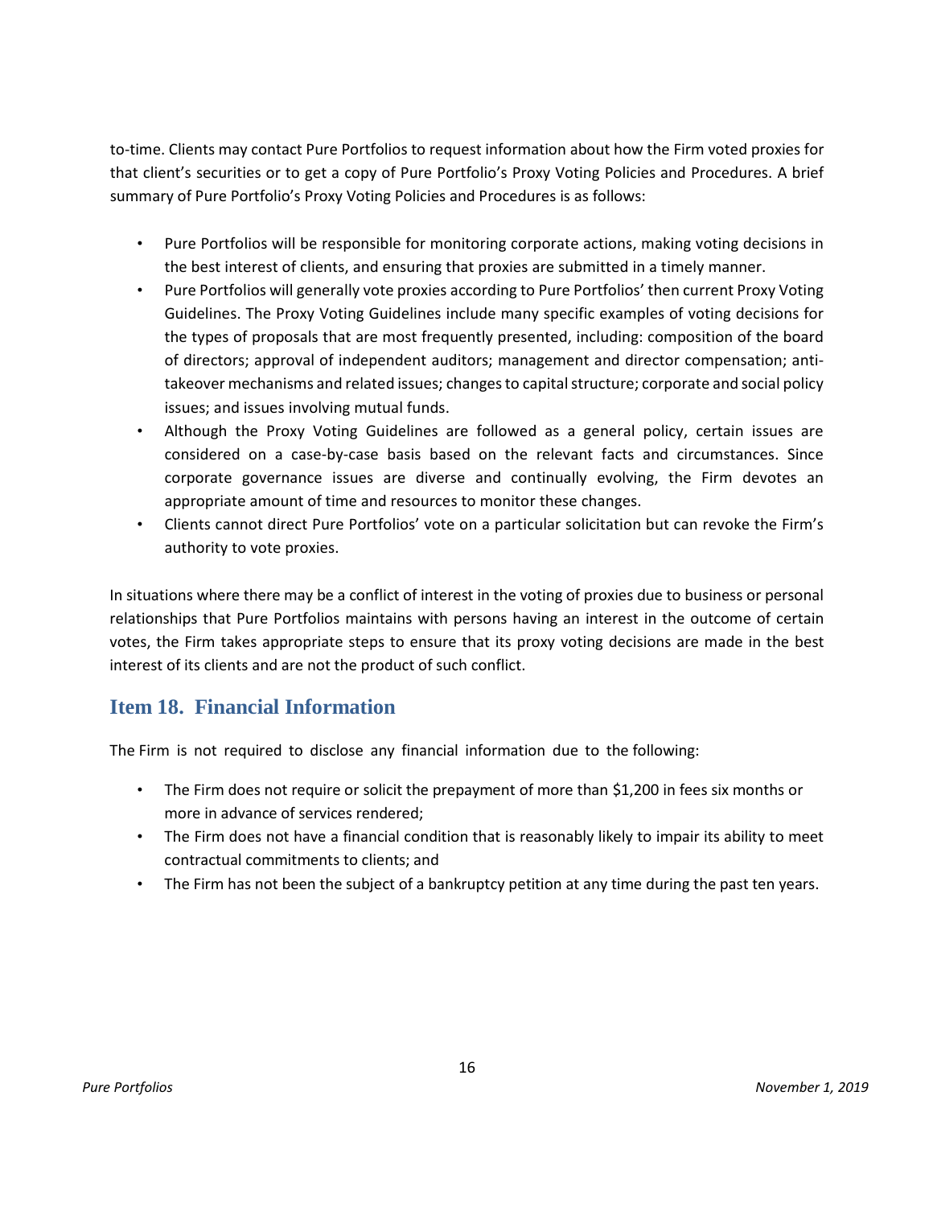to-time. Clients may contact Pure Portfolios to request information about how the Firm voted proxies for that client's securities or to get a copy of Pure Portfolio's Proxy Voting Policies and Procedures. A brief summary of Pure Portfolio's Proxy Voting Policies and Procedures is as follows:

- Pure Portfolios will be responsible for monitoring corporate actions, making voting decisions in the best interest of clients, and ensuring that proxies are submitted in a timely manner.
- Pure Portfolios will generally vote proxies according to Pure Portfolios' then current Proxy Voting Guidelines. The Proxy Voting Guidelines include many specific examples of voting decisions for the types of proposals that are most frequently presented, including: composition of the board of directors; approval of independent auditors; management and director compensation; anti-takeover mechanisms and related issues; changes to capital structure; corporate and social policy issues; and issues involving mutual funds.
- Although the Proxy Voting Guidelines are followed as a general policy, certain issues are considered on a case-by-case basis based on the relevant facts and circumstances. Since corporate governance issues are diverse and continually evolving, the Firm devotes an appropriate amount of time and resources to monitor these changes.
- Clients cannot direct Pure Portfolios' vote on a particular solicitation but can revoke the Firm's authority to vote proxies.

In situations where there may be a conflict of interest in the voting of proxies due to business or personal relationships that Pure Portfolios maintains with persons having an interest in the outcome of certain votes, the Firm takes appropriate steps to ensure that its proxy voting decisions are made in the best interest of its clients and are not the product of such conflict.

## Item 18. Financial Information

The Firm is not required to disclose any financial information due to the following:

- The Firm does not require or solicit the prepayment of more than $1,200 in fees six months or more in advance of services rendered;
- The Firm does not have a financial condition that is reasonably likely to impair its ability to meet contractual commitments to clients; and
- The Firm has not been the subject of a bankruptcy petition at any time during the past ten years.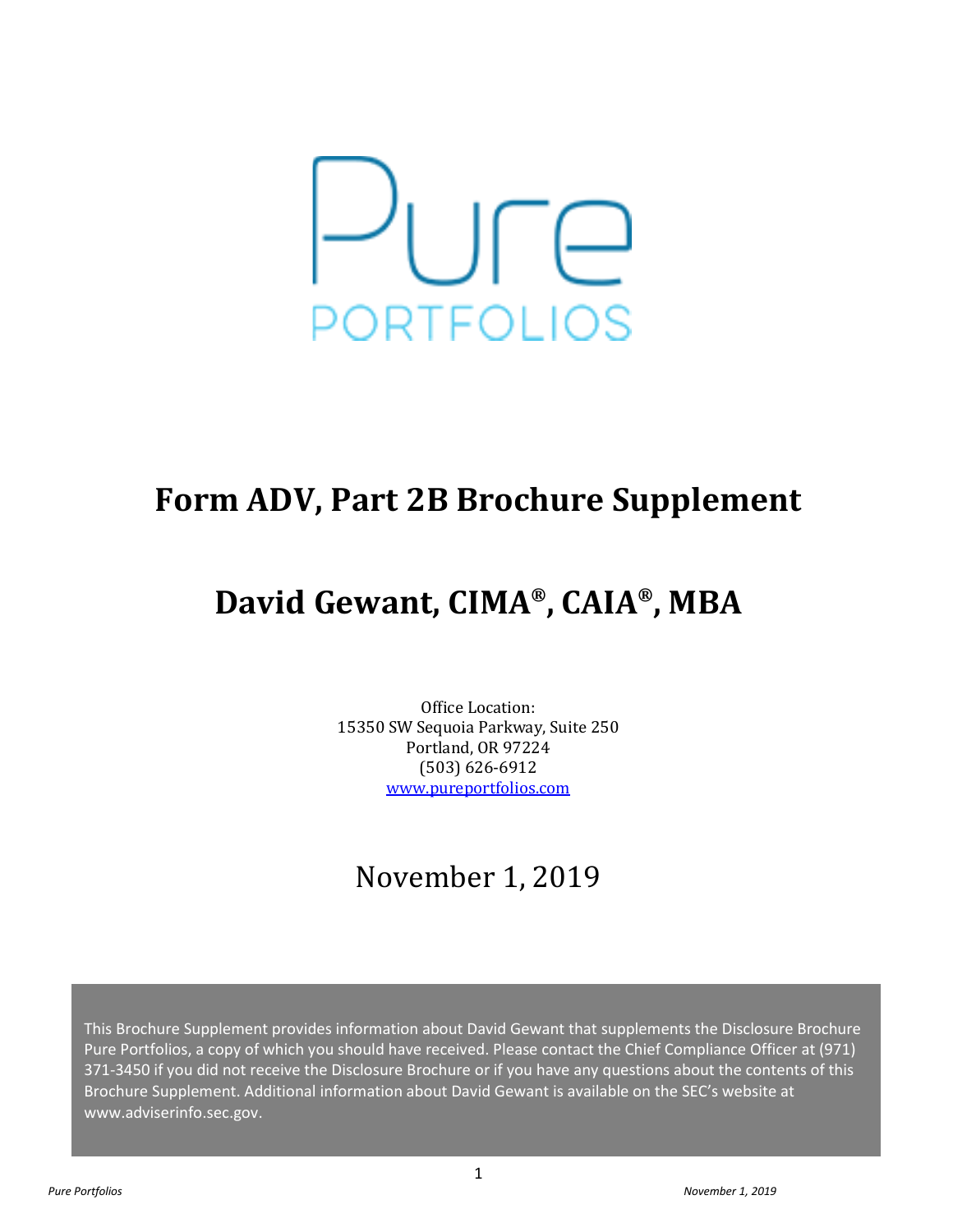Pure

PORTFOLIOS

# Form ADV, Part 2B Brochure Supplement

# David Gewant, CIMA®, CAIA®, MBA

Office Location:
15350 SW Sequoia Parkway, Suite 250
Portland, OR 97224
(503) 626-6912
www.pureportfolios.com

November 1, 2019

This Brochure Supplement provides information about David Gewant that supplements the Disclosure Brochure Pure Portfolios, a copy of which you should have received. Please contact the Chief Compliance Officer at (971) 371-3450 if you did not receive the Disclosure Brochure or if you have any questions about the contents of this Brochure Supplement. Additional information about David Gewant is available on the SEC's website at www.adviserinfo.sec.gov.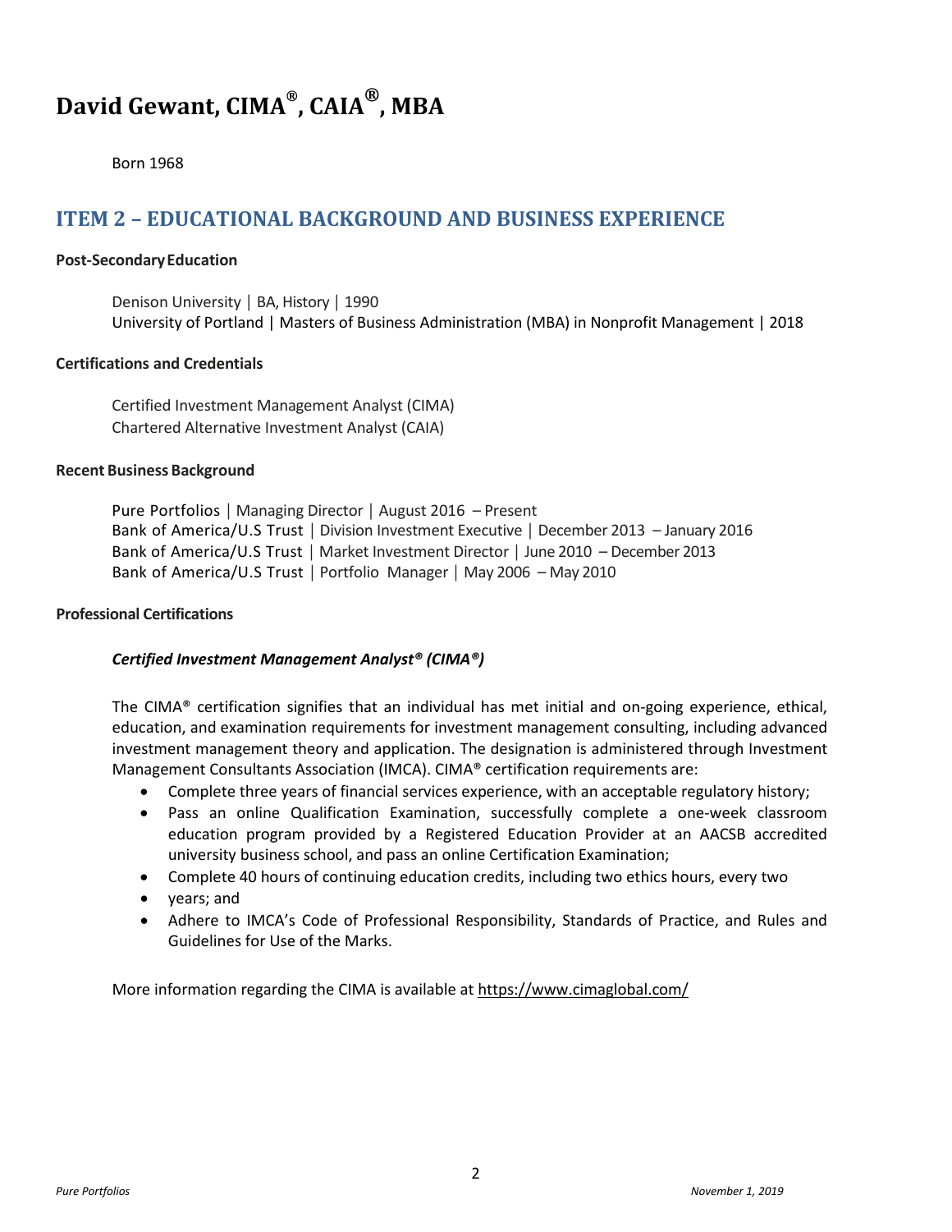# David Gewant, CIMA®, CAIA®, MBA

Born 1968

## ITEM 2 – EDUCATIONAL BACKGROUND AND BUSINESS EXPERIENCE

**Post-Secondary Education**

Denison University | BA, History | 1990
University of Portland | Masters of Business Administration (MBA) in Nonprofit Management | 2018

**Certifications and Credentials**

Certified Investment Management Analyst (CIMA)
Chartered Alternative Investment Analyst (CAIA)

**Recent Business Background**

Pure Portfolios | Managing Director | August 2016 – Present
Bank of America/U.S Trust | Division Investment Executive | December 2013 – January 2016
Bank of America/U.S Trust | Market Investment Director | June 2010 – December 2013
Bank of America/U.S Trust | Portfolio Manager | May 2006 – May 2010

**Professional Certifications**

***Certified Investment Management Analyst® (CIMA®)***

The CIMA® certification signifies that an individual has met initial and on-going experience, ethical, education, and examination requirements for investment management consulting, including advanced investment management theory and application. The designation is administered through Investment Management Consultants Association (IMCA). CIMA® certification requirements are:

- Complete three years of financial services experience, with an acceptable regulatory history;
- Pass an online Qualification Examination, successfully complete a one-week classroom education program provided by a Registered Education Provider at an AACSB accredited university business school, and pass an online Certification Examination;
- Complete 40 hours of continuing education credits, including two ethics hours, every two
- years; and
- Adhere to IMCA's Code of Professional Responsibility, Standards of Practice, and Rules and Guidelines for Use of the Marks.

More information regarding the CIMA is available at https://www.cimaglobal.com/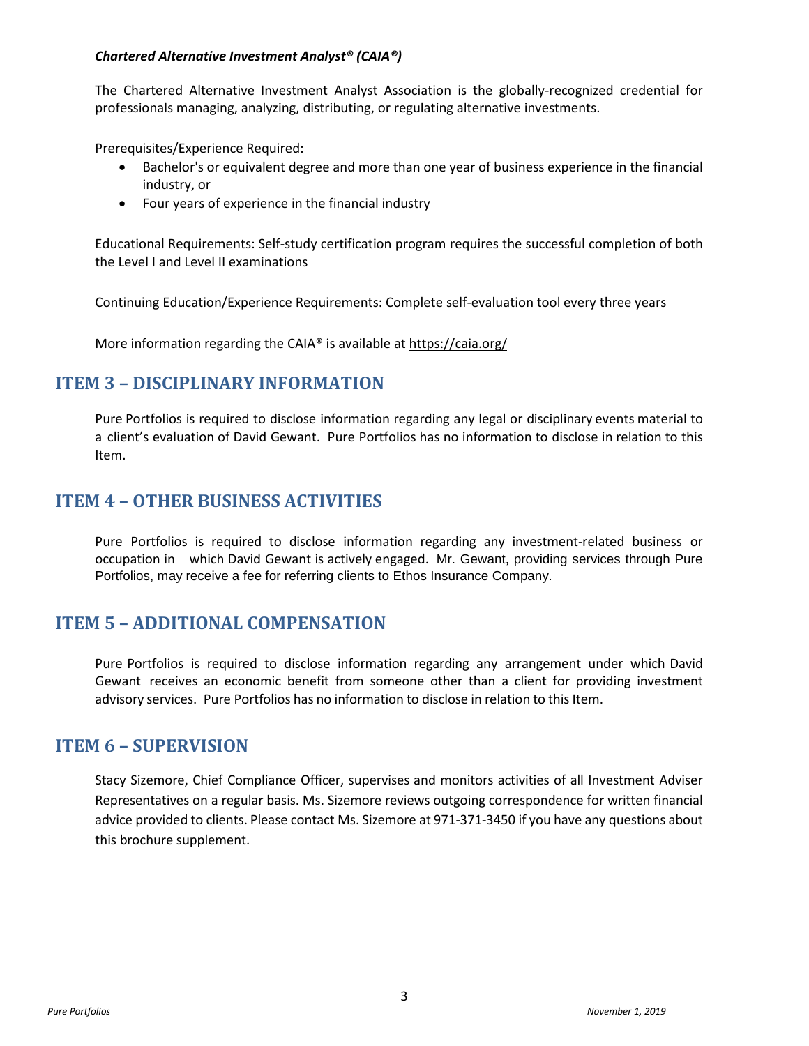***Chartered Alternative Investment Analyst® (CAIA®)***

The Chartered Alternative Investment Analyst Association is the globally-recognized credential for professionals managing, analyzing, distributing, or regulating alternative investments.

Prerequisites/Experience Required:

- Bachelor's or equivalent degree and more than one year of business experience in the financial industry, or
- Four years of experience in the financial industry

Educational Requirements: Self-study certification program requires the successful completion of both the Level I and Level II examinations

Continuing Education/Experience Requirements: Complete self-evaluation tool every three years

More information regarding the CAIA® is available at https://caia.org/

## ITEM 3 – DISCIPLINARY INFORMATION

Pure Portfolios is required to disclose information regarding any legal or disciplinary events material to a client's evaluation of David Gewant. Pure Portfolios has no information to disclose in relation to this Item.

## ITEM 4 – OTHER BUSINESS ACTIVITIES

Pure Portfolios is required to disclose information regarding any investment-related business or occupation in which David Gewant is actively engaged. Mr. Gewant, providing services through Pure Portfolios, may receive a fee for referring clients to Ethos Insurance Company.

## ITEM 5 – ADDITIONAL COMPENSATION

Pure Portfolios is required to disclose information regarding any arrangement under which David Gewant receives an economic benefit from someone other than a client for providing investment advisory services. Pure Portfolios has no information to disclose in relation to this Item.

## ITEM 6 – SUPERVISION

Stacy Sizemore, Chief Compliance Officer, supervises and monitors activities of all Investment Adviser Representatives on a regular basis. Ms. Sizemore reviews outgoing correspondence for written financial advice provided to clients. Please contact Ms. Sizemore at 971-371-3450 if you have any questions about this brochure supplement.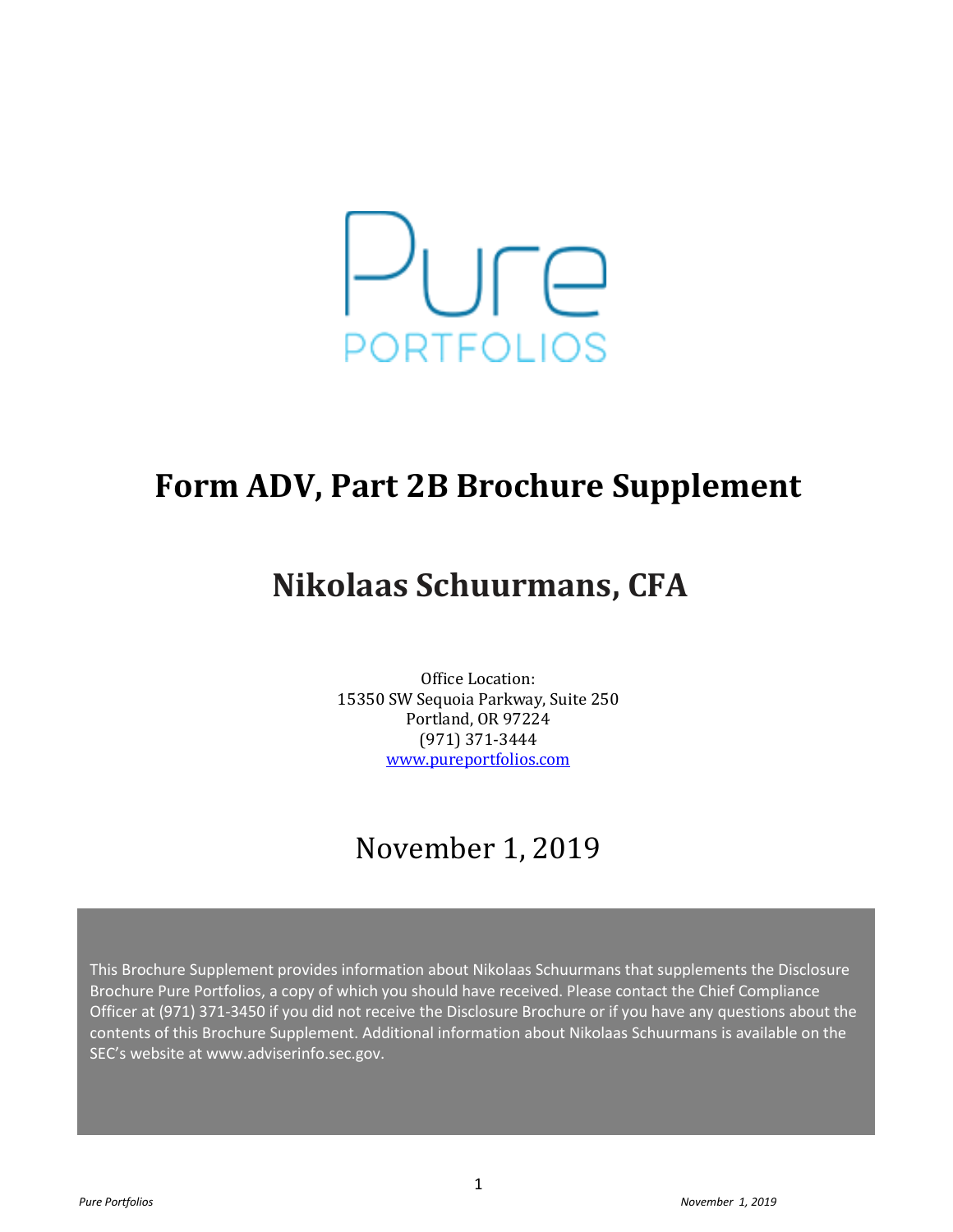Pure

PORTFOLIOS

# Form ADV, Part 2B Brochure Supplement

# Nikolaas Schuurmans, CFA

Office Location:
15350 SW Sequoia Parkway, Suite 250
Portland, OR 97224
(971) 371-3444
www.pureportfolios.com

November 1, 2019

This Brochure Supplement provides information about Nikolaas Schuurmans that supplements the Disclosure Brochure Pure Portfolios, a copy of which you should have received. Please contact the Chief Compliance Officer at (971) 371-3450 if you did not receive the Disclosure Brochure or if you have any questions about the contents of this Brochure Supplement. Additional information about Nikolaas Schuurmans is available on the SEC's website at www.adviserinfo.sec.gov.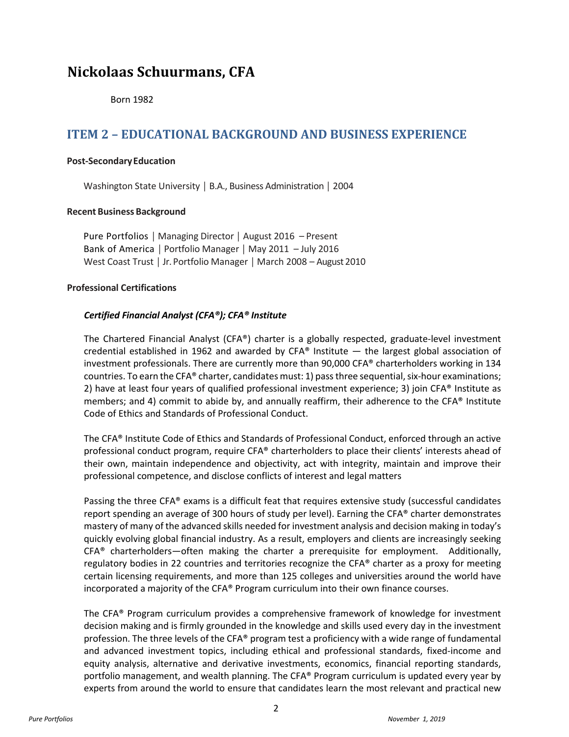# Nickolaas Schuurmans, CFA

Born 1982

## ITEM 2 – EDUCATIONAL BACKGROUND AND BUSINESS EXPERIENCE

**Post-Secondary Education**

Washington State University | B.A., Business Administration | 2004

**Recent Business Background**

Pure Portfolios | Managing Director | August 2016 – Present
Bank of America | Portfolio Manager | May 2011 – July 2016
West Coast Trust | Jr. Portfolio Manager | March 2008 – August 2010

**Professional Certifications**

***Certified Financial Analyst (CFA®); CFA® Institute***

The Chartered Financial Analyst (CFA®) charter is a globally respected, graduate-level investment credential established in 1962 and awarded by CFA® Institute — the largest global association of investment professionals. There are currently more than 90,000 CFA® charterholders working in 134 countries. To earn the CFA® charter, candidates must: 1) pass three sequential, six-hour examinations; 2) have at least four years of qualified professional investment experience; 3) join CFA® Institute as members; and 4) commit to abide by, and annually reaffirm, their adherence to the CFA® Institute Code of Ethics and Standards of Professional Conduct.

The CFA® Institute Code of Ethics and Standards of Professional Conduct, enforced through an active professional conduct program, require CFA® charterholders to place their clients' interests ahead of their own, maintain independence and objectivity, act with integrity, maintain and improve their professional competence, and disclose conflicts of interest and legal matters

Passing the three CFA® exams is a difficult feat that requires extensive study (successful candidates report spending an average of 300 hours of study per level). Earning the CFA® charter demonstrates mastery of many of the advanced skills needed for investment analysis and decision making in today's quickly evolving global financial industry. As a result, employers and clients are increasingly seeking CFA® charterholders—often making the charter a prerequisite for employment. Additionally, regulatory bodies in 22 countries and territories recognize the CFA® charter as a proxy for meeting certain licensing requirements, and more than 125 colleges and universities around the world have incorporated a majority of the CFA® Program curriculum into their own finance courses.

The CFA® Program curriculum provides a comprehensive framework of knowledge for investment decision making and is firmly grounded in the knowledge and skills used every day in the investment profession. The three levels of the CFA® program test a proficiency with a wide range of fundamental and advanced investment topics, including ethical and professional standards, fixed-income and equity analysis, alternative and derivative investments, economics, financial reporting standards, portfolio management, and wealth planning. The CFA® Program curriculum is updated every year by experts from around the world to ensure that candidates learn the most relevant and practical new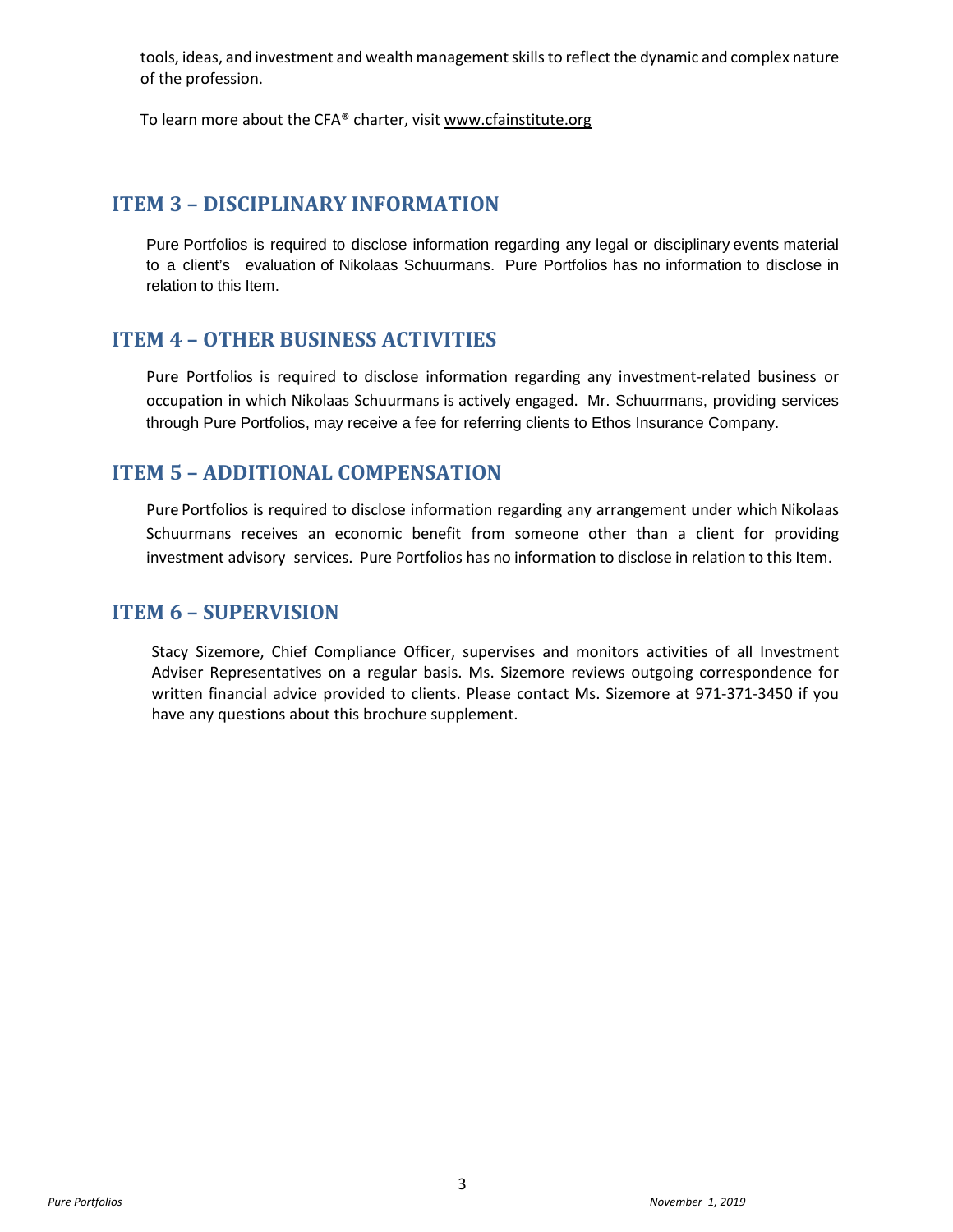tools, ideas, and investment and wealth management skills to reflect the dynamic and complex nature of the profession.

To learn more about the CFA® charter, visit www.cfainstitute.org

## ITEM 3 – DISCIPLINARY INFORMATION

Pure Portfolios is required to disclose information regarding any legal or disciplinary events material to a client's evaluation of Nikolaas Schuurmans. Pure Portfolios has no information to disclose in relation to this Item.

## ITEM 4 – OTHER BUSINESS ACTIVITIES

Pure Portfolios is required to disclose information regarding any investment-related business or occupation in which Nikolaas Schuurmans is actively engaged. Mr. Schuurmans, providing services through Pure Portfolios, may receive a fee for referring clients to Ethos Insurance Company.

## ITEM 5 – ADDITIONAL COMPENSATION

Pure Portfolios is required to disclose information regarding any arrangement under which Nikolaas Schuurmans receives an economic benefit from someone other than a client for providing investment advisory services. Pure Portfolios has no information to disclose in relation to this Item.

## ITEM 6 – SUPERVISION

Stacy Sizemore, Chief Compliance Officer, supervises and monitors activities of all Investment Adviser Representatives on a regular basis. Ms. Sizemore reviews outgoing correspondence for written financial advice provided to clients. Please contact Ms. Sizemore at 971-371-3450 if you have any questions about this brochure supplement.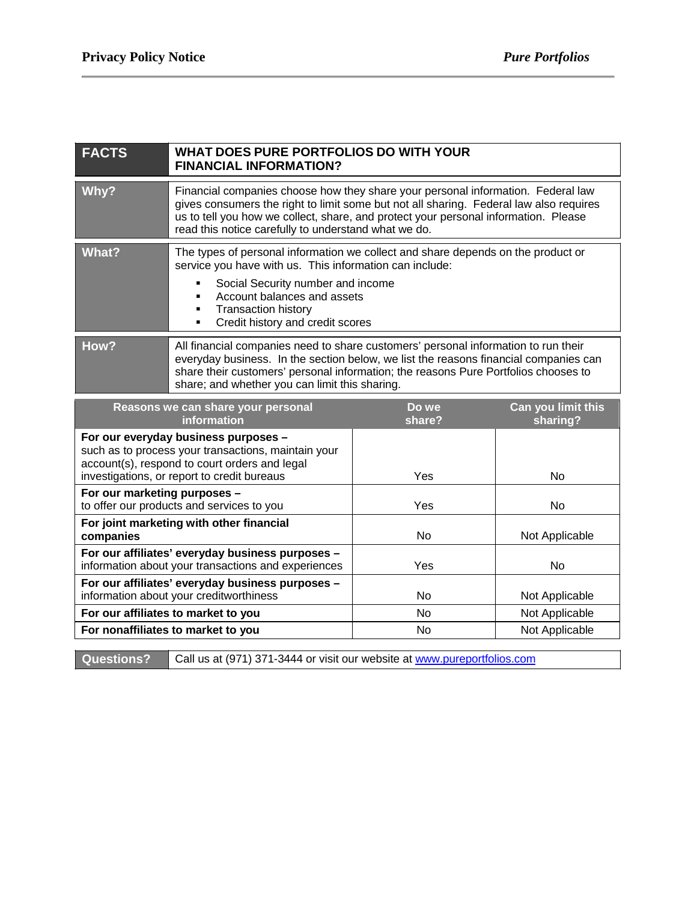| FACTS | WHAT DOES PURE PORTFOLIOS DO WITH YOUR FINANCIAL INFORMATION? |
|---|---|
| **Why?** | Financial companies choose how they share your personal information. Federal law gives consumers the right to limit some but not all sharing. Federal law also requires us to tell you how we collect, share, and protect your personal information. Please read this notice carefully to understand what we do. |
| **What?** | The types of personal information we collect and share depends on the product or service you have with us. This information can include:<br>▪ Social Security number and income<br>▪ Account balances and assets<br>▪ Transaction history<br>▪ Credit history and credit scores |
| **How?** | All financial companies need to share customers' personal information to run their everyday business. In the section below, we list the reasons financial companies can share their customers' personal information; the reasons Pure Portfolios chooses to share; and whether you can limit this sharing. |

| Reasons we can share your personal information | Do we share? | Can you limit this sharing? |
|---|---|---|
| **For our everyday business purposes –** such as to process your transactions, maintain your account(s), respond to court orders and legal investigations, or report to credit bureaus | Yes | No |
| **For our marketing purposes –** to offer our products and services to you | Yes | No |
| **For joint marketing with other financial companies** | No | Not Applicable |
| **For our affiliates' everyday business purposes –** information about your transactions and experiences | Yes | No |
| **For our affiliates' everyday business purposes –** information about your creditworthiness | No | Not Applicable |
| **For our affiliates to market to you** | No | Not Applicable |
| **For nonaffiliates to market to you** | No | Not Applicable |

| **Questions?** | Call us at (971) 371-3444 or visit our website at www.pureportfolios.com |
|---|---|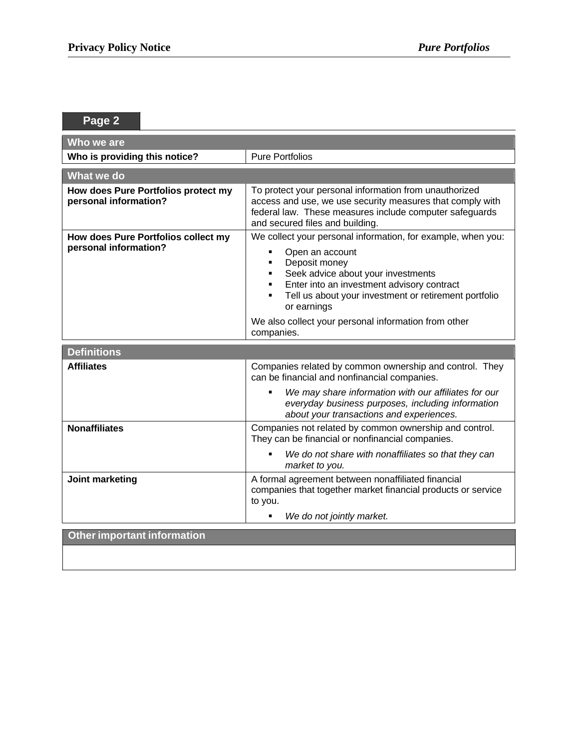## Page 2

| Who we are | |
|---|---|
| **Who is providing this notice?** | Pure Portfolios |

| What we do | |
|---|---|
| **How does Pure Portfolios protect my personal information?** | To protect your personal information from unauthorized access and use, we use security measures that comply with federal law. These measures include computer safeguards and secured files and building. |
| **How does Pure Portfolios collect my personal information?** | We collect your personal information, for example, when you:<br>▪ Open an account<br>▪ Deposit money<br>▪ Seek advice about your investments<br>▪ Enter into an investment advisory contract<br>▪ Tell us about your investment or retirement portfolio or earnings<br><br>We also collect your personal information from other companies. |

| Definitions | |
|---|---|
| **Affiliates** | Companies related by common ownership and control. They can be financial and nonfinancial companies.<br>▪ *We may share information with our affiliates for our everyday business purposes, including information about your transactions and experiences.* |
| **Nonaffiliates** | Companies not related by common ownership and control. They can be financial or nonfinancial companies.<br>▪ *We do not share with nonaffiliates so that they can market to you.* |
| **Joint marketing** | A formal agreement between nonaffiliated financial companies that together market financial products or service to you.<br>▪ *We do not jointly market.* |

| Other important information |
|---|
| |